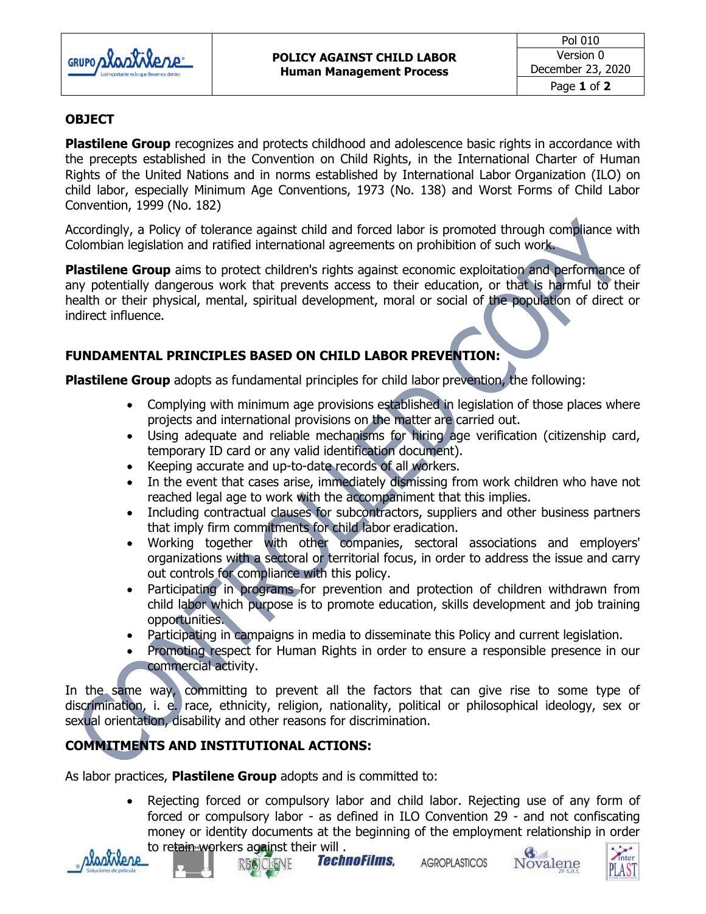## OBJECT

**Plastilene Group** recognizes and protects childhood and adolescence basic rights in accordance with the precepts established in the Convention on Child Rights, in the International Charter of Human Rights of the United Nations and in norms established by International Labor Organization (ILO) on child labor, especially Minimum Age Conventions, 1973 (No. 138) and Worst Forms of Child Labor Convention, 1999 (No. 182)

Accordingly, a Policy of tolerance against child and forced labor is promoted through compliance with Colombian legislation and ratified international agreements on prohibition of such work.

**Plastilene Group** aims to protect children's rights against economic exploitation and performance of any potentially dangerous work that prevents access to their education, or that is harmful to their health or their physical, mental, spiritual development, moral or social of the population of direct or indirect influence.

## FUNDAMENTAL PRINCIPLES BASED ON CHILD LABOR PREVENTION:

**Plastilene Group** adopts as fundamental principles for child labor prevention, the following:

- Complying with minimum age provisions established in legislation of those places where projects and international provisions on the matter are carried out.
- Using adequate and reliable mechanisms for hiring age verification (citizenship card, temporary ID card or any valid identification document).
- Keeping accurate and up-to-date records of all workers.
- In the event that cases arise, immediately dismissing from work children who have not reached legal age to work with the accompaniment that this implies.
- Including contractual clauses for subcontractors, suppliers and other business partners that imply firm commitments for child labor eradication.
- Working together with other companies, sectoral associations and employers' organizations with a sectoral or territorial focus, in order to address the issue and carry out controls for compliance with this policy.
- Participating in programs for prevention and protection of children withdrawn from child labor which purpose is to promote education, skills development and job training opportunities.
- Participating in campaigns in media to disseminate this Policy and current legislation.
- Promoting respect for Human Rights in order to ensure a responsible presence in our commercial activity.

In the same way, committing to prevent all the factors that can give rise to some type of discrimination, i. e. race, ethnicity, religion, nationality, political or philosophical ideology, sex or sexual orientation, disability and other reasons for discrimination.

## COMMITMENTS AND INSTITUTIONAL ACTIONS:

As labor practices, **Plastilene Group** adopts and is committed to:

- Rejecting forced or compulsory labor and child labor. Rejecting use of any form of forced or compulsory labor - as defined in ILO Convention 29 - and not confiscating money or identity documents at the beginning of the employment relationship in order to retain workers against their will .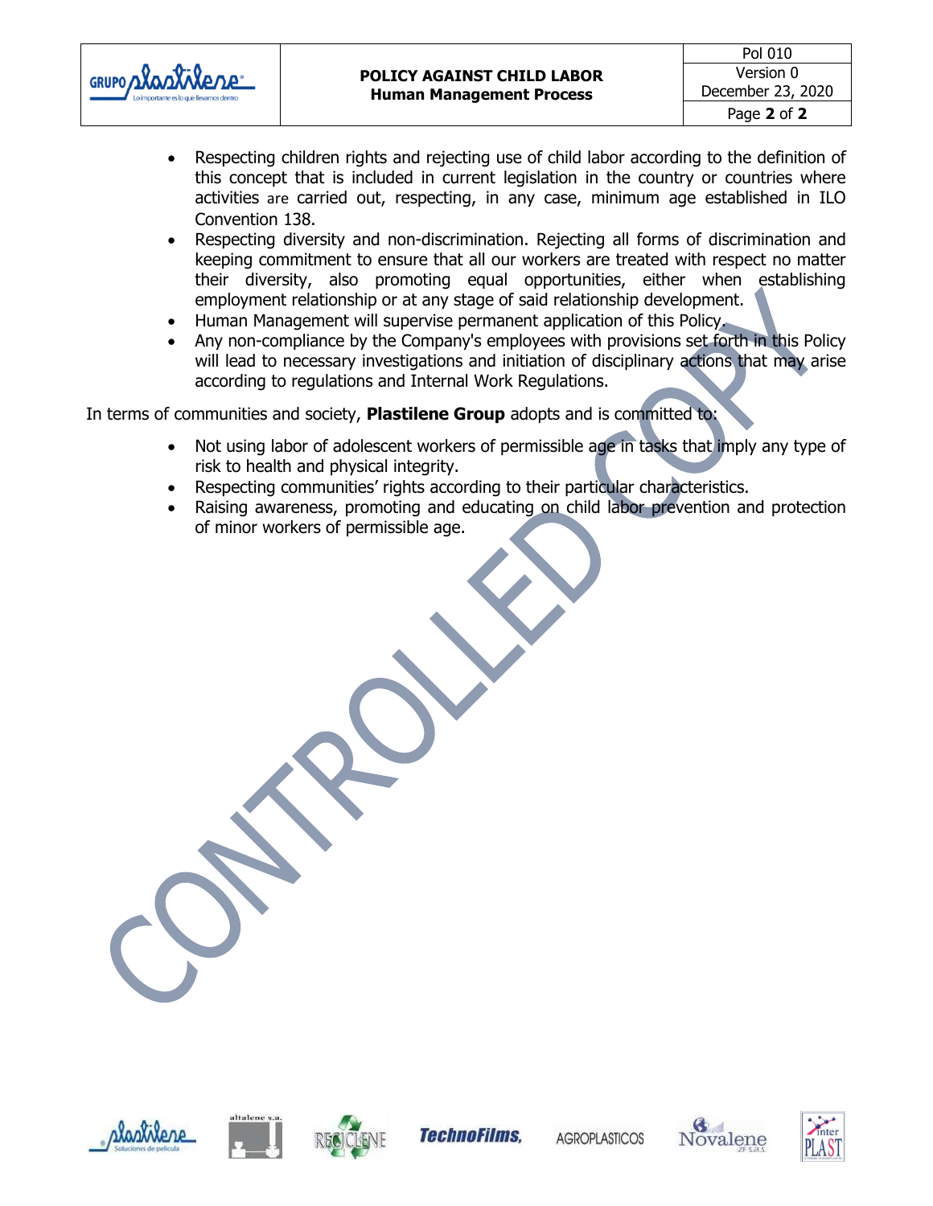- Respecting children rights and rejecting use of child labor according to the definition of this concept that is included in current legislation in the country or countries where activities are carried out, respecting, in any case, minimum age established in ILO Convention 138.
- Respecting diversity and non-discrimination. Rejecting all forms of discrimination and keeping commitment to ensure that all our workers are treated with respect no matter their diversity, also promoting equal opportunities, either when establishing employment relationship or at any stage of said relationship development.
- Human Management will supervise permanent application of this Policy.
- Any non-compliance by the Company's employees with provisions set forth in this Policy will lead to necessary investigations and initiation of disciplinary actions that may arise according to regulations and Internal Work Regulations.

In terms of communities and society, **Plastilene Group** adopts and is committed to:

- Not using labor of adolescent workers of permissible age in tasks that imply any type of risk to health and physical integrity.
- Respecting communities' rights according to their particular characteristics.
- Raising awareness, promoting and educating on child labor prevention and protection of minor workers of permissible age.